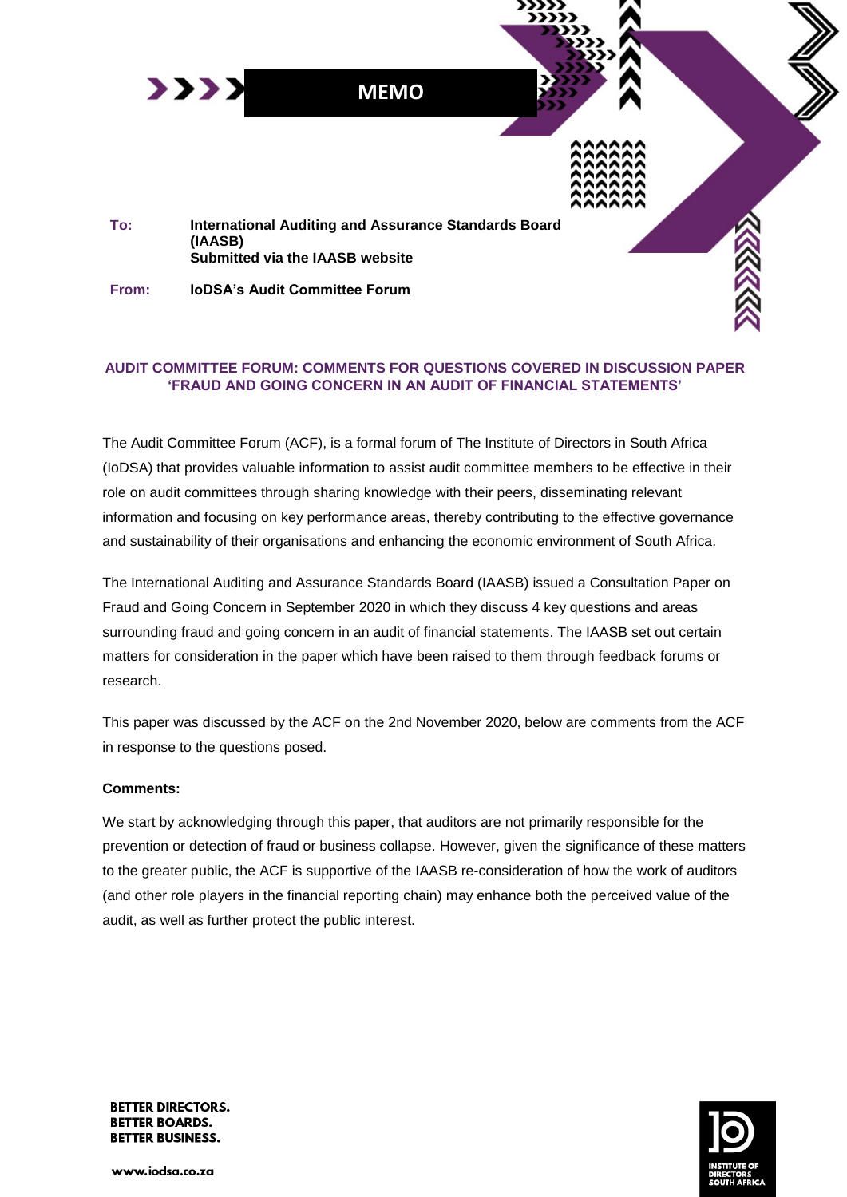# MEMO

**To:** **International Auditing and Assurance Standards Board (IAASB)**
**Submitted via the IAASB website**

**From:** **IoDSA's Audit Committee Forum**

## AUDIT COMMITTEE FORUM: COMMENTS FOR QUESTIONS COVERED IN DISCUSSION PAPER 'FRAUD AND GOING CONCERN IN AN AUDIT OF FINANCIAL STATEMENTS'

The Audit Committee Forum (ACF), is a formal forum of The Institute of Directors in South Africa (IoDSA) that provides valuable information to assist audit committee members to be effective in their role on audit committees through sharing knowledge with their peers, disseminating relevant information and focusing on key performance areas, thereby contributing to the effective governance and sustainability of their organisations and enhancing the economic environment of South Africa.

The International Auditing and Assurance Standards Board (IAASB) issued a Consultation Paper on Fraud and Going Concern in September 2020 in which they discuss 4 key questions and areas surrounding fraud and going concern in an audit of financial statements. The IAASB set out certain matters for consideration in the paper which have been raised to them through feedback forums or research.

This paper was discussed by the ACF on the 2nd November 2020, below are comments from the ACF in response to the questions posed.

**Comments:**

We start by acknowledging through this paper, that auditors are not primarily responsible for the prevention or detection of fraud or business collapse. However, given the significance of these matters to the greater public, the ACF is supportive of the IAASB re-consideration of how the work of auditors (and other role players in the financial reporting chain) may enhance both the perceived value of the audit, as well as further protect the public interest.

**BETTER DIRECTORS.**
**BETTER BOARDS.**
**BETTER BUSINESS.**

www.iodsa.co.za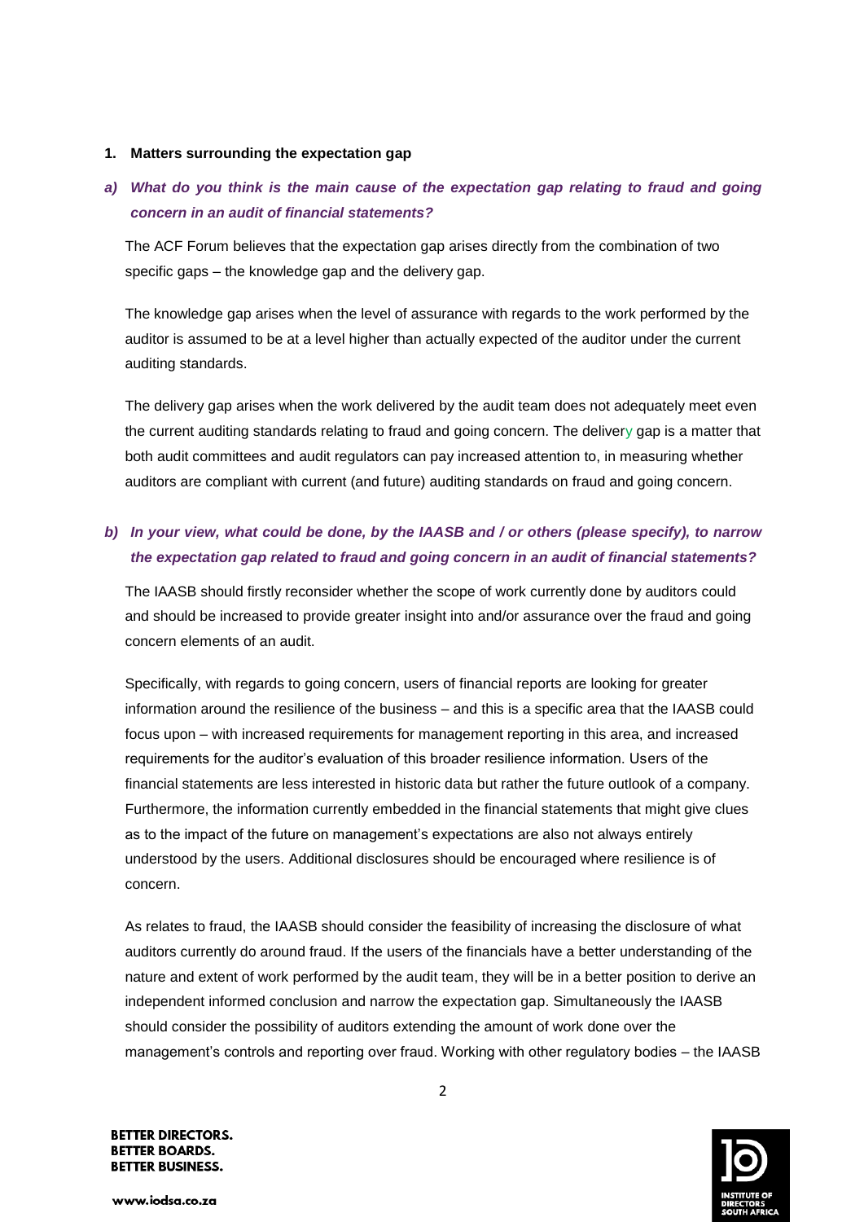## 1. Matters surrounding the expectation gap

### *a) What do you think is the main cause of the expectation gap relating to fraud and going concern in an audit of financial statements?*

The ACF Forum believes that the expectation gap arises directly from the combination of two specific gaps – the knowledge gap and the delivery gap.

The knowledge gap arises when the level of assurance with regards to the work performed by the auditor is assumed to be at a level higher than actually expected of the auditor under the current auditing standards.

The delivery gap arises when the work delivered by the audit team does not adequately meet even the current auditing standards relating to fraud and going concern. The delivery gap is a matter that both audit committees and audit regulators can pay increased attention to, in measuring whether auditors are compliant with current (and future) auditing standards on fraud and going concern.

### *b) In your view, what could be done, by the IAASB and / or others (please specify), to narrow the expectation gap related to fraud and going concern in an audit of financial statements?*

The IAASB should firstly reconsider whether the scope of work currently done by auditors could and should be increased to provide greater insight into and/or assurance over the fraud and going concern elements of an audit.

Specifically, with regards to going concern, users of financial reports are looking for greater information around the resilience of the business – and this is a specific area that the IAASB could focus upon – with increased requirements for management reporting in this area, and increased requirements for the auditor's evaluation of this broader resilience information. Users of the financial statements are less interested in historic data but rather the future outlook of a company. Furthermore, the information currently embedded in the financial statements that might give clues as to the impact of the future on management's expectations are also not always entirely understood by the users. Additional disclosures should be encouraged where resilience is of concern.

As relates to fraud, the IAASB should consider the feasibility of increasing the disclosure of what auditors currently do around fraud. If the users of the financials have a better understanding of the nature and extent of work performed by the audit team, they will be in a better position to derive an independent informed conclusion and narrow the expectation gap. Simultaneously the IAASB should consider the possibility of auditors extending the amount of work done over the management's controls and reporting over fraud. Working with other regulatory bodies – the IAASB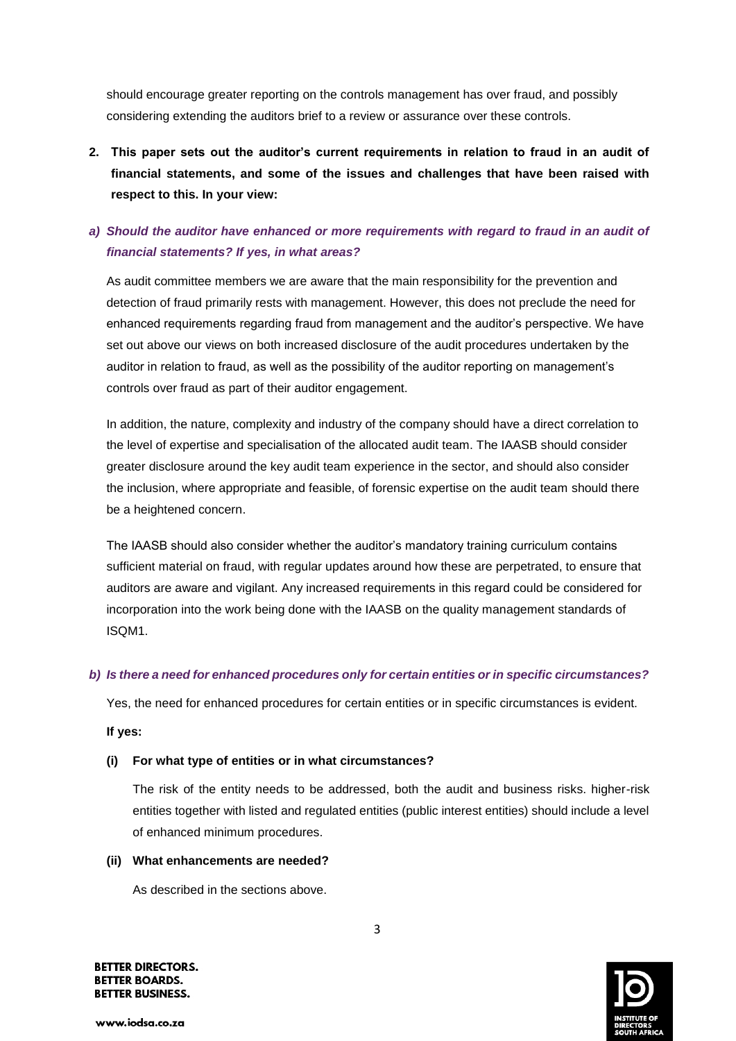should encourage greater reporting on the controls management has over fraud, and possibly considering extending the auditors brief to a review or assurance over these controls.

2. **This paper sets out the auditor's current requirements in relation to fraud in an audit of financial statements, and some of the issues and challenges that have been raised with respect to this. In your view:**

***a) Should the auditor have enhanced or more requirements with regard to fraud in an audit of financial statements? If yes, in what areas?***

As audit committee members we are aware that the main responsibility for the prevention and detection of fraud primarily rests with management. However, this does not preclude the need for enhanced requirements regarding fraud from management and the auditor's perspective. We have set out above our views on both increased disclosure of the audit procedures undertaken by the auditor in relation to fraud, as well as the possibility of the auditor reporting on management's controls over fraud as part of their auditor engagement.

In addition, the nature, complexity and industry of the company should have a direct correlation to the level of expertise and specialisation of the allocated audit team. The IAASB should consider greater disclosure around the key audit team experience in the sector, and should also consider the inclusion, where appropriate and feasible, of forensic expertise on the audit team should there be a heightened concern.

The IAASB should also consider whether the auditor's mandatory training curriculum contains sufficient material on fraud, with regular updates around how these are perpetrated, to ensure that auditors are aware and vigilant. Any increased requirements in this regard could be considered for incorporation into the work being done with the IAASB on the quality management standards of ISQM1.

***b) Is there a need for enhanced procedures only for certain entities or in specific circumstances?***

Yes, the need for enhanced procedures for certain entities or in specific circumstances is evident.

**If yes:**

**(i) For what type of entities or in what circumstances?**

The risk of the entity needs to be addressed, both the audit and business risks. higher-risk entities together with listed and regulated entities (public interest entities) should include a level of enhanced minimum procedures.

**(ii) What enhancements are needed?**

As described in the sections above.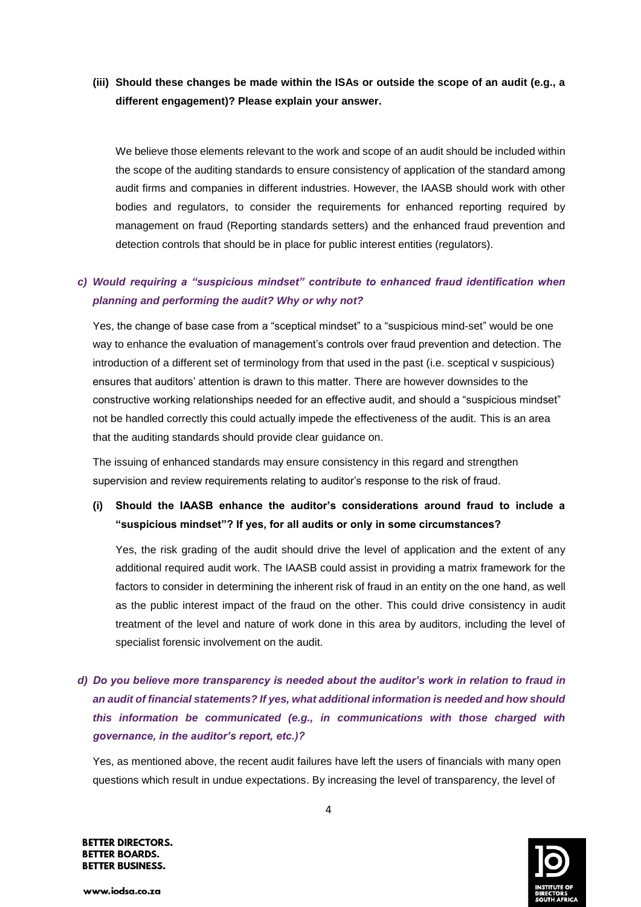**(iii) Should these changes be made within the ISAs or outside the scope of an audit (e.g., a different engagement)? Please explain your answer.**

We believe those elements relevant to the work and scope of an audit should be included within the scope of the auditing standards to ensure consistency of application of the standard among audit firms and companies in different industries. However, the IAASB should work with other bodies and regulators, to consider the requirements for enhanced reporting required by management on fraud (Reporting standards setters) and the enhanced fraud prevention and detection controls that should be in place for public interest entities (regulators).

***c) Would requiring a "suspicious mindset" contribute to enhanced fraud identification when planning and performing the audit? Why or why not?***

Yes, the change of base case from a "sceptical mindset" to a "suspicious mind-set" would be one way to enhance the evaluation of management's controls over fraud prevention and detection. The introduction of a different set of terminology from that used in the past (i.e. sceptical v suspicious) ensures that auditors' attention is drawn to this matter. There are however downsides to the constructive working relationships needed for an effective audit, and should a "suspicious mindset" not be handled correctly this could actually impede the effectiveness of the audit. This is an area that the auditing standards should provide clear guidance on.

The issuing of enhanced standards may ensure consistency in this regard and strengthen supervision and review requirements relating to auditor's response to the risk of fraud.

**(i) Should the IAASB enhance the auditor's considerations around fraud to include a "suspicious mindset"? If yes, for all audits or only in some circumstances?**

Yes, the risk grading of the audit should drive the level of application and the extent of any additional required audit work. The IAASB could assist in providing a matrix framework for the factors to consider in determining the inherent risk of fraud in an entity on the one hand, as well as the public interest impact of the fraud on the other. This could drive consistency in audit treatment of the level and nature of work done in this area by auditors, including the level of specialist forensic involvement on the audit.

***d) Do you believe more transparency is needed about the auditor's work in relation to fraud in an audit of financial statements? If yes, what additional information is needed and how should this information be communicated (e.g., in communications with those charged with governance, in the auditor's report, etc.)?***

Yes, as mentioned above, the recent audit failures have left the users of financials with many open questions which result in undue expectations. By increasing the level of transparency, the level of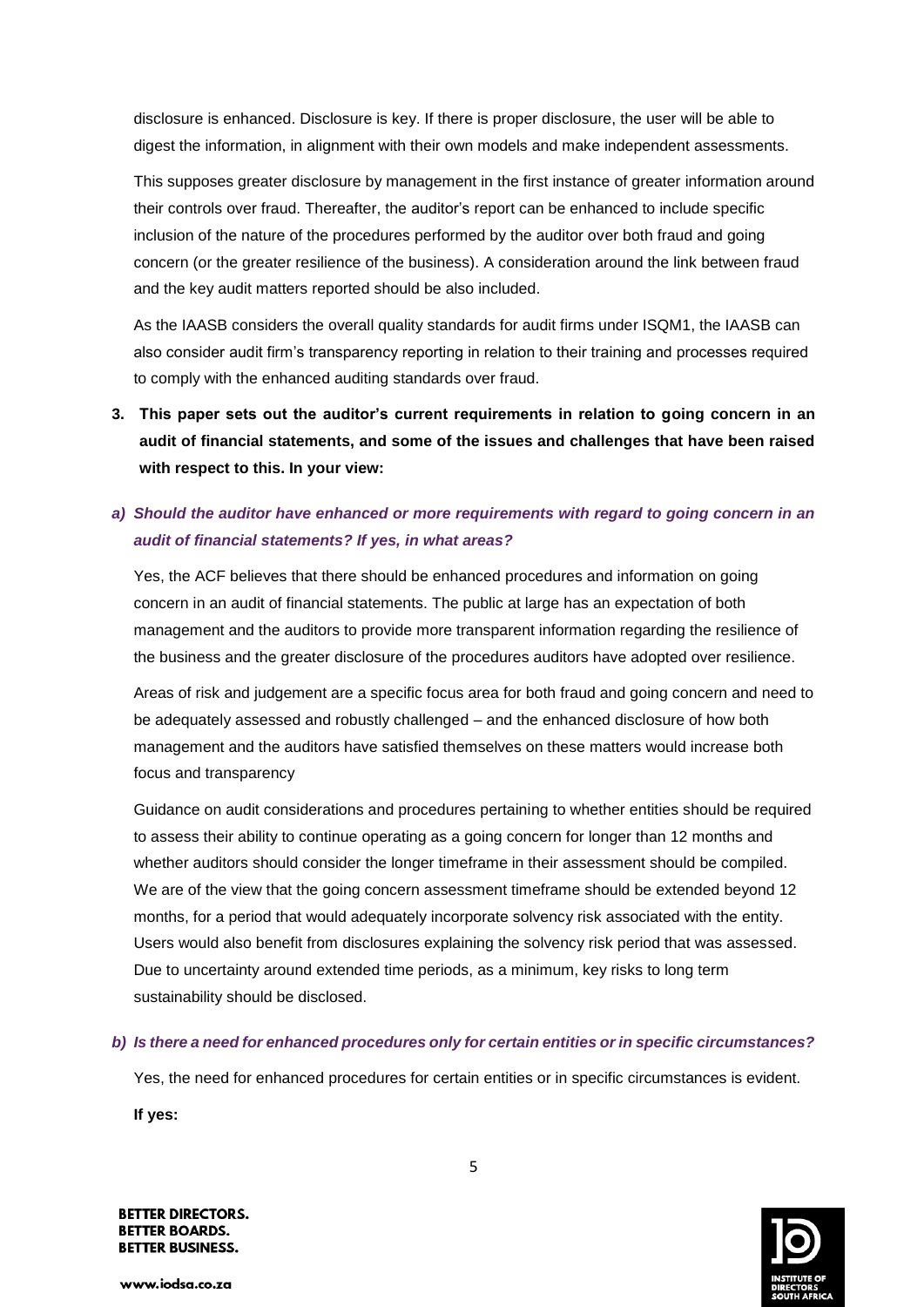disclosure is enhanced. Disclosure is key. If there is proper disclosure, the user will be able to digest the information, in alignment with their own models and make independent assessments.

This supposes greater disclosure by management in the first instance of greater information around their controls over fraud. Thereafter, the auditor's report can be enhanced to include specific inclusion of the nature of the procedures performed by the auditor over both fraud and going concern (or the greater resilience of the business). A consideration around the link between fraud and the key audit matters reported should be also included.

As the IAASB considers the overall quality standards for audit firms under ISQM1, the IAASB can also consider audit firm's transparency reporting in relation to their training and processes required to comply with the enhanced auditing standards over fraud.

**3. This paper sets out the auditor's current requirements in relation to going concern in an audit of financial statements, and some of the issues and challenges that have been raised with respect to this. In your view:**

***a) Should the auditor have enhanced or more requirements with regard to going concern in an audit of financial statements? If yes, in what areas?***

Yes, the ACF believes that there should be enhanced procedures and information on going concern in an audit of financial statements. The public at large has an expectation of both management and the auditors to provide more transparent information regarding the resilience of the business and the greater disclosure of the procedures auditors have adopted over resilience.

Areas of risk and judgement are a specific focus area for both fraud and going concern and need to be adequately assessed and robustly challenged – and the enhanced disclosure of how both management and the auditors have satisfied themselves on these matters would increase both focus and transparency

Guidance on audit considerations and procedures pertaining to whether entities should be required to assess their ability to continue operating as a going concern for longer than 12 months and whether auditors should consider the longer timeframe in their assessment should be compiled. We are of the view that the going concern assessment timeframe should be extended beyond 12 months, for a period that would adequately incorporate solvency risk associated with the entity. Users would also benefit from disclosures explaining the solvency risk period that was assessed. Due to uncertainty around extended time periods, as a minimum, key risks to long term sustainability should be disclosed.

***b) Is there a need for enhanced procedures only for certain entities or in specific circumstances?***

Yes, the need for enhanced procedures for certain entities or in specific circumstances is evident.

**If yes:**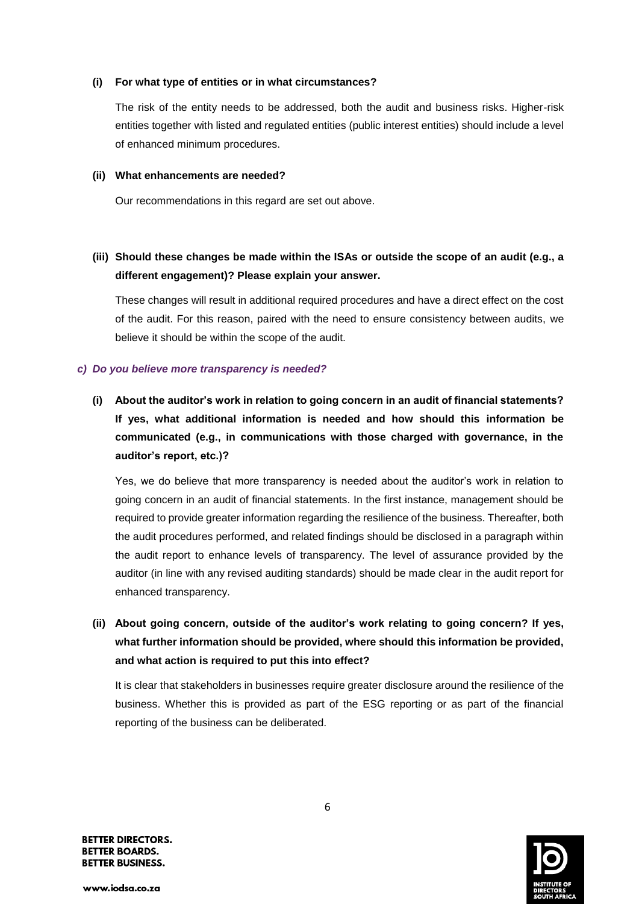**(i) For what type of entities or in what circumstances?**

The risk of the entity needs to be addressed, both the audit and business risks. Higher-risk entities together with listed and regulated entities (public interest entities) should include a level of enhanced minimum procedures.

**(ii) What enhancements are needed?**

Our recommendations in this regard are set out above.

**(iii) Should these changes be made within the ISAs or outside the scope of an audit (e.g., a different engagement)? Please explain your answer.**

These changes will result in additional required procedures and have a direct effect on the cost of the audit. For this reason, paired with the need to ensure consistency between audits, we believe it should be within the scope of the audit.

***c) Do you believe more transparency is needed?***

**(i) About the auditor's work in relation to going concern in an audit of financial statements? If yes, what additional information is needed and how should this information be communicated (e.g., in communications with those charged with governance, in the auditor's report, etc.)?**

Yes, we do believe that more transparency is needed about the auditor's work in relation to going concern in an audit of financial statements. In the first instance, management should be required to provide greater information regarding the resilience of the business. Thereafter, both the audit procedures performed, and related findings should be disclosed in a paragraph within the audit report to enhance levels of transparency. The level of assurance provided by the auditor (in line with any revised auditing standards) should be made clear in the audit report for enhanced transparency.

**(ii) About going concern, outside of the auditor's work relating to going concern? If yes, what further information should be provided, where should this information be provided, and what action is required to put this into effect?**

It is clear that stakeholders in businesses require greater disclosure around the resilience of the business. Whether this is provided as part of the ESG reporting or as part of the financial reporting of the business can be deliberated.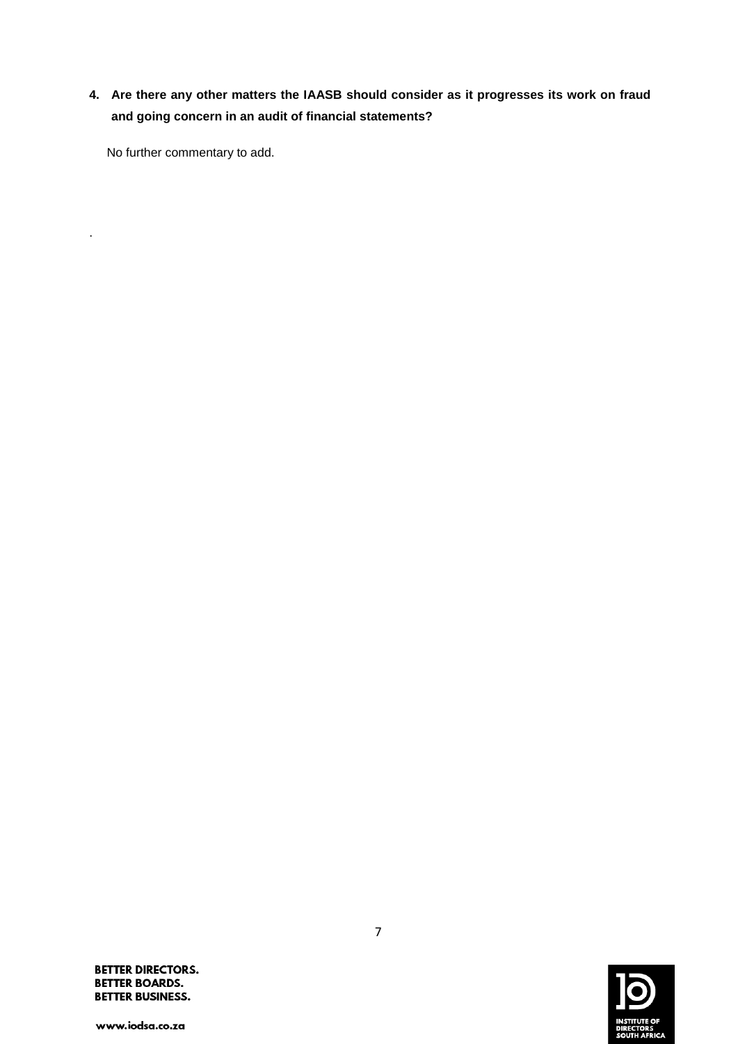4. **Are there any other matters the IAASB should consider as it progresses its work on fraud and going concern in an audit of financial statements?**

   No further commentary to add.

.